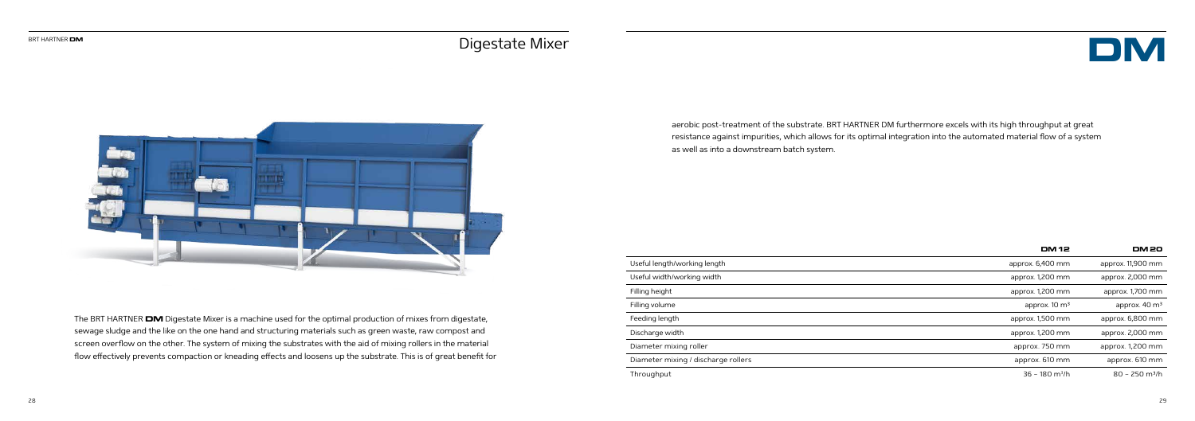# Digestate Mixer

The BRT HARTNER **DM** Digestate Mixer is a machine used for the optimal production of mixes from digestate, sewage sludge and the like on the one hand and structuring materials such as green waste, raw compost and screen overflow on the other. The system of mixing the substrates with the aid of mixing rollers in the material flow effectively prevents compaction or kneading effects and loosens up the substrate. This is of great benefit for aerobic post-treatment of the substrate. BRT HARTNER DM furthermore excels with its high throughput at great resistance against impurities, which allows for its optimal integration into the automated material flow of a system as well as into a downstream batch system.

| | DM 12 | DM 20 |
|---|---|---|
| Useful length/working length | approx. 6,400 mm | approx. 11,900 mm |
| Useful width/working width | approx. 1,200 mm | approx. 2,000 mm |
| Filling height | approx. 1,200 mm | approx. 1,700 mm |
| Filling volume | approx. 10 m³ | approx. 40 m³ |
| Feeding length | approx. 1,500 mm | approx. 6,800 mm |
| Discharge width | approx. 1,200 mm | approx. 2,000 mm |
| Diameter mixing roller | approx. 750 mm | approx. 1,200 mm |
| Diameter mixing / discharge rollers | approx. 610 mm | approx. 610 mm |
| Throughput | 36 – 180 m³/h | 80 – 250 m³/h |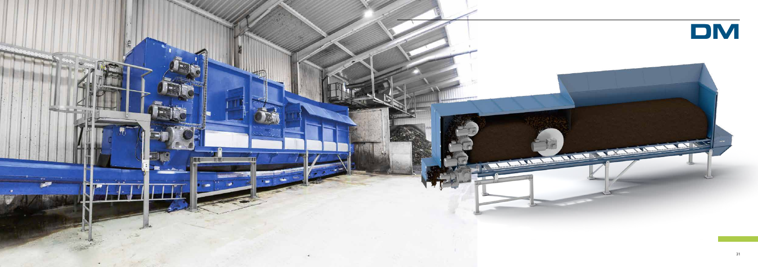# DM